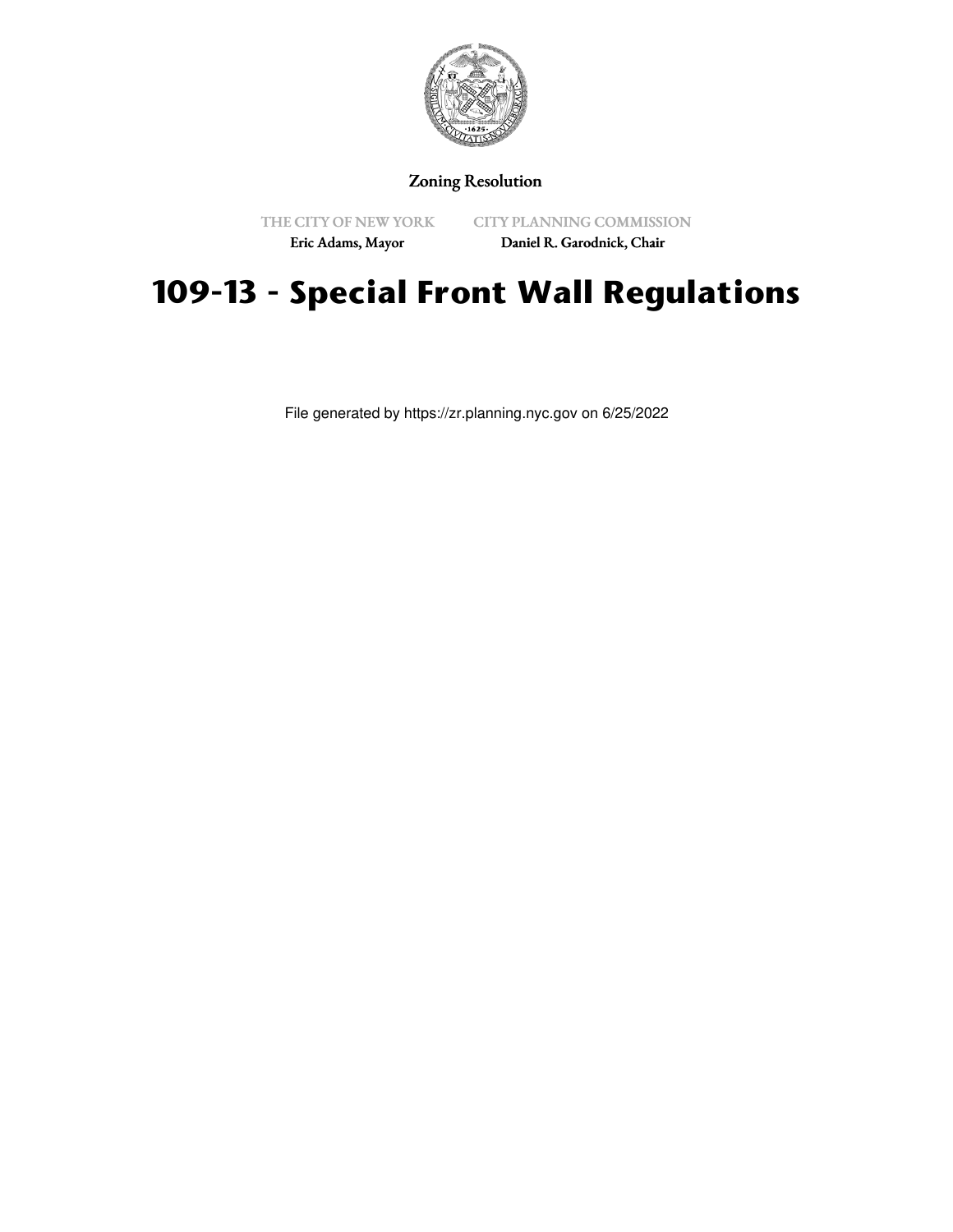Zoning Resolution

THE CITY OF NEW YORK
Eric Adams, Mayor

CITY PLANNING COMMISSION
Daniel R. Garodnick, Chair

# 109-13 - Special Front Wall Regulations

File generated by https://zr.planning.nyc.gov on 6/25/2022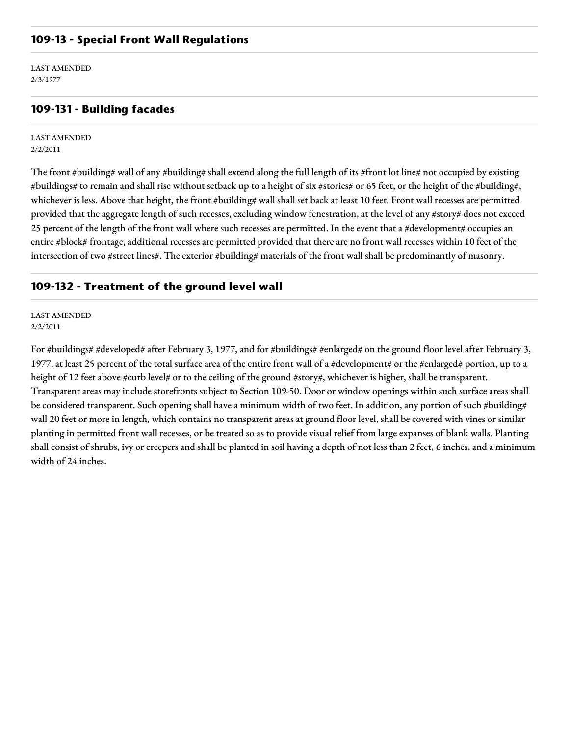## 109-13 - Special Front Wall Regulations

LAST AMENDED
2/3/1977

## 109-131 - Building facades

LAST AMENDED
2/2/2011

The front #building# wall of any #building# shall extend along the full length of its #front lot line# not occupied by existing #buildings# to remain and shall rise without setback up to a height of six #stories# or 65 feet, or the height of the #building#, whichever is less. Above that height, the front #building# wall shall set back at least 10 feet. Front wall recesses are permitted provided that the aggregate length of such recesses, excluding window fenestration, at the level of any #story# does not exceed 25 percent of the length of the front wall where such recesses are permitted. In the event that a #development# occupies an entire #block# frontage, additional recesses are permitted provided that there are no front wall recesses within 10 feet of the intersection of two #street lines#. The exterior #building# materials of the front wall shall be predominantly of masonry.

## 109-132 - Treatment of the ground level wall

LAST AMENDED
2/2/2011

For #buildings# #developed# after February 3, 1977, and for #buildings# #enlarged# on the ground floor level after February 3, 1977, at least 25 percent of the total surface area of the entire front wall of a #development# or the #enlarged# portion, up to a height of 12 feet above #curb level# or to the ceiling of the ground #story#, whichever is higher, shall be transparent. Transparent areas may include storefronts subject to Section 109-50. Door or window openings within such surface areas shall be considered transparent. Such opening shall have a minimum width of two feet. In addition, any portion of such #building# wall 20 feet or more in length, which contains no transparent areas at ground floor level, shall be covered with vines or similar planting in permitted front wall recesses, or be treated so as to provide visual relief from large expanses of blank walls. Planting shall consist of shrubs, ivy or creepers and shall be planted in soil having a depth of not less than 2 feet, 6 inches, and a minimum width of 24 inches.